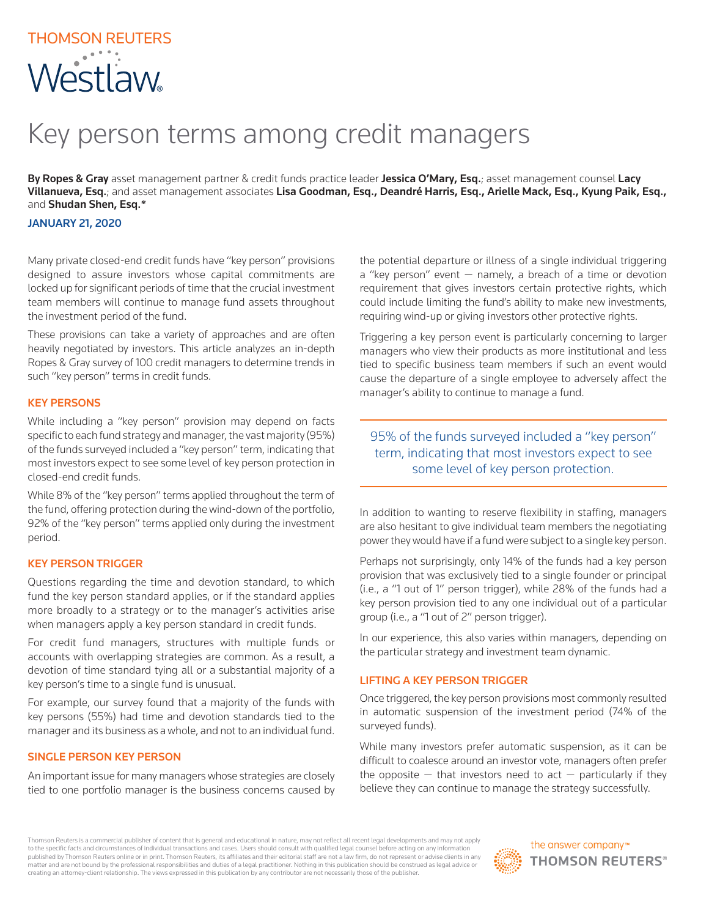THOMSON REUTERS

Westlaw

# Key person terms among credit managers

**By Ropes & Gray** asset management partner & credit funds practice leader **Jessica O'Mary, Esq.**; asset management counsel **Lacy Villanueva, Esq.**; and asset management associates **Lisa Goodman, Esq., Deandré Harris, Esq., Arielle Mack, Esq., Kyung Paik, Esq.,** and **Shudan Shen, Esq.***

**JANUARY 21, 2020**

Many private closed-end credit funds have "key person" provisions designed to assure investors whose capital commitments are locked up for significant periods of time that the crucial investment team members will continue to manage fund assets throughout the investment period of the fund.

These provisions can take a variety of approaches and are often heavily negotiated by investors. This article analyzes an in-depth Ropes & Gray survey of 100 credit managers to determine trends in such "key person" terms in credit funds.

## KEY PERSONS

While including a "key person" provision may depend on facts specific to each fund strategy and manager, the vast majority (95%) of the funds surveyed included a "key person" term, indicating that most investors expect to see some level of key person protection in closed-end credit funds.

While 8% of the "key person" terms applied throughout the term of the fund, offering protection during the wind-down of the portfolio, 92% of the "key person" terms applied only during the investment period.

## KEY PERSON TRIGGER

Questions regarding the time and devotion standard, to which fund the key person standard applies, or if the standard applies more broadly to a strategy or to the manager's activities arise when managers apply a key person standard in credit funds.

For credit fund managers, structures with multiple funds or accounts with overlapping strategies are common. As a result, a devotion of time standard tying all or a substantial majority of a key person's time to a single fund is unusual.

For example, our survey found that a majority of the funds with key persons (55%) had time and devotion standards tied to the manager and its business as a whole, and not to an individual fund.

## SINGLE PERSON KEY PERSON

An important issue for many managers whose strategies are closely tied to one portfolio manager is the business concerns caused by the potential departure or illness of a single individual triggering a "key person" event — namely, a breach of a time or devotion requirement that gives investors certain protective rights, which could include limiting the fund's ability to make new investments, requiring wind-up or giving investors other protective rights.

Triggering a key person event is particularly concerning to larger managers who view their products as more institutional and less tied to specific business team members if such an event would cause the departure of a single employee to adversely affect the manager's ability to continue to manage a fund.

> 95% of the funds surveyed included a "key person" term, indicating that most investors expect to see some level of key person protection.

In addition to wanting to reserve flexibility in staffing, managers are also hesitant to give individual team members the negotiating power they would have if a fund were subject to a single key person.

Perhaps not surprisingly, only 14% of the funds had a key person provision that was exclusively tied to a single founder or principal (i.e., a "1 out of 1" person trigger), while 28% of the funds had a key person provision tied to any one individual out of a particular group (i.e., a "1 out of 2" person trigger).

In our experience, this also varies within managers, depending on the particular strategy and investment team dynamic.

## LIFTING A KEY PERSON TRIGGER

Once triggered, the key person provisions most commonly resulted in automatic suspension of the investment period (74% of the surveyed funds).

While many investors prefer automatic suspension, as it can be difficult to coalesce around an investor vote, managers often prefer the opposite — that investors need to act — particularly if they believe they can continue to manage the strategy successfully.

Thomson Reuters is a commercial publisher of content that is general and educational in nature, may not reflect all recent legal developments and may not apply to the specific facts and circumstances of individual transactions and cases. Users should consult with qualified legal counsel before acting on any information published by Thomson Reuters online or in print. Thomson Reuters, its affiliates and their editorial staff are not a law firm, do not represent or advise clients in any matter and are not bound by the professional responsibilities and duties of a legal practitioner. Nothing in this publication should be construed as legal advice or creating an attorney-client relationship. The views expressed in this publication by any contributor are not necessarily those of the publisher.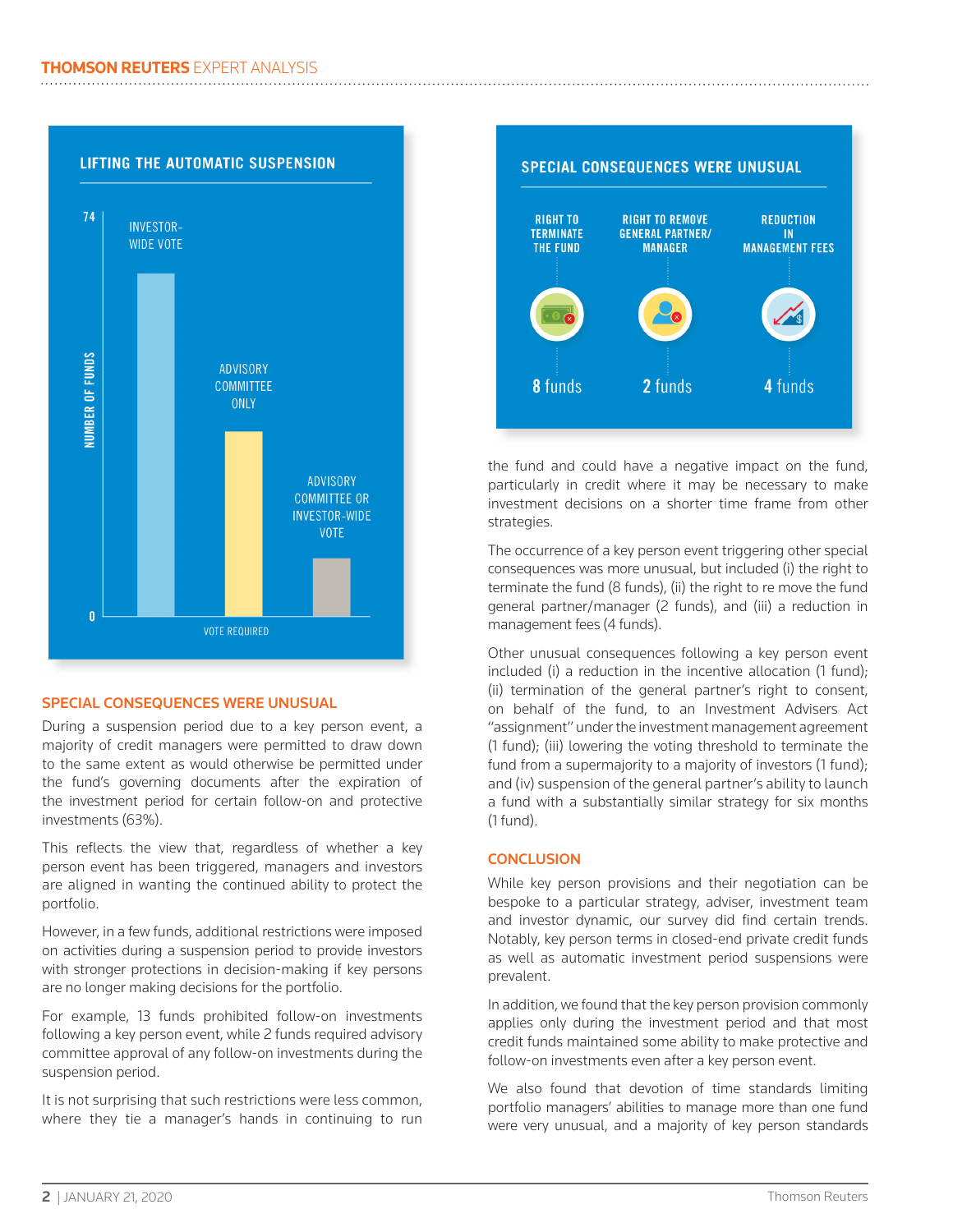**LIFTING THE AUTOMATIC SUSPENSION**

| Vote required | Number of funds (axis 0–74) |
|---|---|
| Investor-wide vote | |
| Advisory committee only | |
| Advisory committee or investor-wide vote | |

**SPECIAL CONSEQUENCES WERE UNUSUAL**

| Right to terminate the fund | Right to remove general partner/manager | Reduction in management fees |
|---|---|---|
| 8 funds | 2 funds | 4 funds |

## SPECIAL CONSEQUENCES WERE UNUSUAL

During a suspension period due to a key person event, a majority of credit managers were permitted to draw down to the same extent as would otherwise be permitted under the fund's governing documents after the expiration of the investment period for certain follow-on and protective investments (63%).

This reflects the view that, regardless of whether a key person event has been triggered, managers and investors are aligned in wanting the continued ability to protect the portfolio.

However, in a few funds, additional restrictions were imposed on activities during a suspension period to provide investors with stronger protections in decision-making if key persons are no longer making decisions for the portfolio.

For example, 13 funds prohibited follow-on investments following a key person event, while 2 funds required advisory committee approval of any follow-on investments during the suspension period.

It is not surprising that such restrictions were less common, where they tie a manager's hands in continuing to run the fund and could have a negative impact on the fund, particularly in credit where it may be necessary to make investment decisions on a shorter time frame from other strategies.

The occurrence of a key person event triggering other special consequences was more unusual, but included (i) the right to terminate the fund (8 funds), (ii) the right to re move the fund general partner/manager (2 funds), and (iii) a reduction in management fees (4 funds).

Other unusual consequences following a key person event included (i) a reduction in the incentive allocation (1 fund); (ii) termination of the general partner's right to consent, on behalf of the fund, to an Investment Advisers Act "assignment" under the investment management agreement (1 fund); (iii) lowering the voting threshold to terminate the fund from a supermajority to a majority of investors (1 fund); and (iv) suspension of the general partner's ability to launch a fund with a substantially similar strategy for six months (1 fund).

## CONCLUSION

While key person provisions and their negotiation can be bespoke to a particular strategy, adviser, investment team and investor dynamic, our survey did find certain trends. Notably, key person terms in closed-end private credit funds as well as automatic investment period suspensions were prevalent.

In addition, we found that the key person provision commonly applies only during the investment period and that most credit funds maintained some ability to make protective and follow-on investments even after a key person event.

We also found that devotion of time standards limiting portfolio managers' abilities to manage more than one fund were very unusual, and a majority of key person standards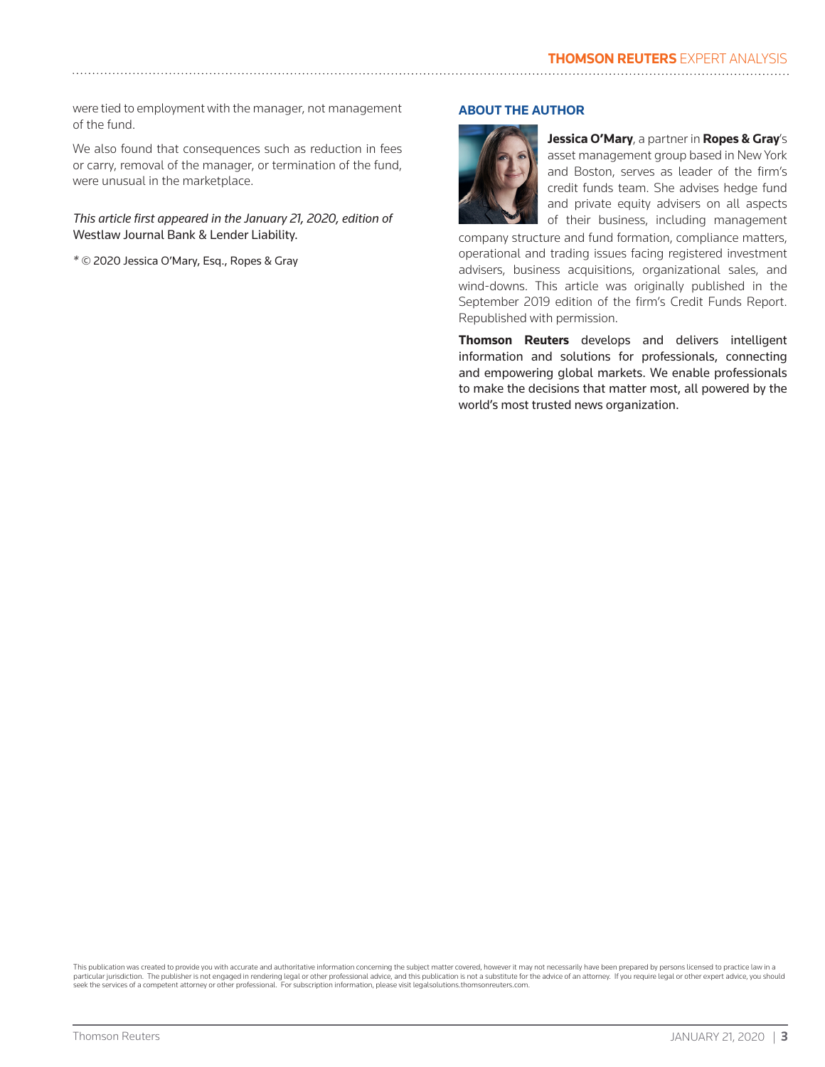were tied to employment with the manager, not management of the fund.

We also found that consequences such as reduction in fees or carry, removal of the manager, or termination of the fund, were unusual in the marketplace.

*This article first appeared in the January 21, 2020, edition of* Westlaw Journal Bank & Lender Liability.

\* © 2020 Jessica O'Mary, Esq., Ropes & Gray

## ABOUT THE AUTHOR

**Jessica O'Mary**, a partner in **Ropes & Gray**'s asset management group based in New York and Boston, serves as leader of the firm's credit funds team. She advises hedge fund and private equity advisers on all aspects of their business, including management company structure and fund formation, compliance matters, operational and trading issues facing registered investment advisers, business acquisitions, organizational sales, and wind-downs. This article was originally published in the September 2019 edition of the firm's Credit Funds Report. Republished with permission.

**Thomson Reuters** develops and delivers intelligent information and solutions for professionals, connecting and empowering global markets. We enable professionals to make the decisions that matter most, all powered by the world's most trusted news organization.

This publication was created to provide you with accurate and authoritative information concerning the subject matter covered, however it may not necessarily have been prepared by persons licensed to practice law in a particular jurisdiction. The publisher is not engaged in rendering legal or other professional advice, and this publication is not a substitute for the advice of an attorney. If you require legal or other expert advice, you should seek the services of a competent attorney or other professional. For subscription information, please visit legalsolutions.thomsonreuters.com.